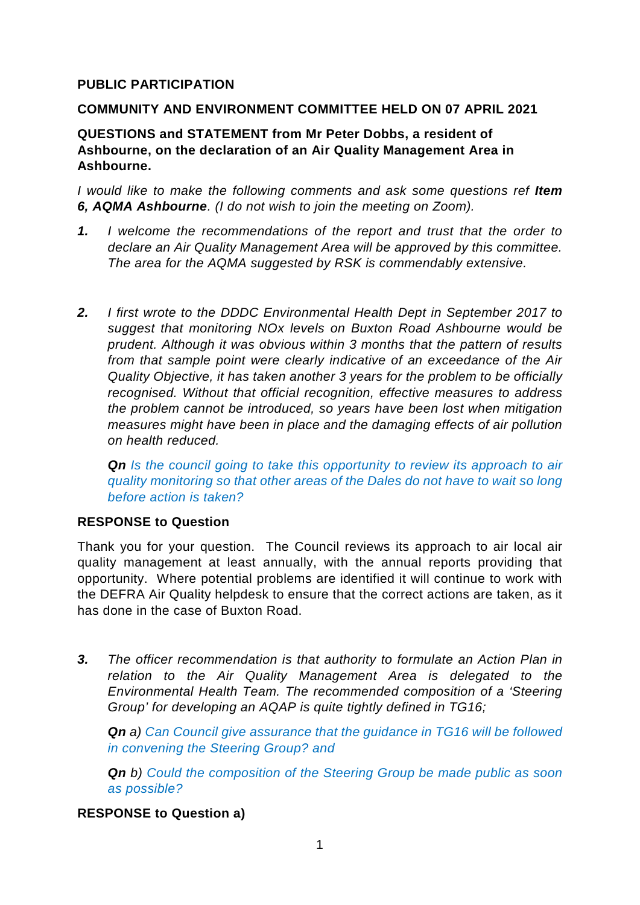**PUBLIC PARTICIPATION**

**COMMUNITY AND ENVIRONMENT COMMITTEE HELD ON 07 APRIL 2021**

**QUESTIONS and STATEMENT from Mr Peter Dobbs, a resident of Ashbourne, on the declaration of an Air Quality Management Area in Ashbourne.**

*I would like to make the following comments and ask some questions ref **Item 6, AQMA Ashbourne**. (I do not wish to join the meeting on Zoom).*

***1.*** *I welcome the recommendations of the report and trust that the order to declare an Air Quality Management Area will be approved by this committee. The area for the AQMA suggested by RSK is commendably extensive.*

***2.*** *I first wrote to the DDDC Environmental Health Dept in September 2017 to suggest that monitoring NOx levels on Buxton Road Ashbourne would be prudent. Although it was obvious within 3 months that the pattern of results from that sample point were clearly indicative of an exceedance of the Air Quality Objective, it has taken another 3 years for the problem to be officially recognised. Without that official recognition, effective measures to address the problem cannot be introduced, so years have been lost when mitigation measures might have been in place and the damaging effects of air pollution on health reduced.*

***Qn*** *Is the council going to take this opportunity to review its approach to air quality monitoring so that other areas of the Dales do not have to wait so long before action is taken?*

**RESPONSE to Question**

Thank you for your question. The Council reviews its approach to air local air quality management at least annually, with the annual reports providing that opportunity. Where potential problems are identified it will continue to work with the DEFRA Air Quality helpdesk to ensure that the correct actions are taken, as it has done in the case of Buxton Road.

***3.*** *The officer recommendation is that authority to formulate an Action Plan in relation to the Air Quality Management Area is delegated to the Environmental Health Team. The recommended composition of a 'Steering Group' for developing an AQAP is quite tightly defined in TG16;*

***Qn*** *a) Can Council give assurance that the guidance in TG16 will be followed in convening the Steering Group? and*

***Qn*** *b) Could the composition of the Steering Group be made public as soon as possible?*

**RESPONSE to Question a)**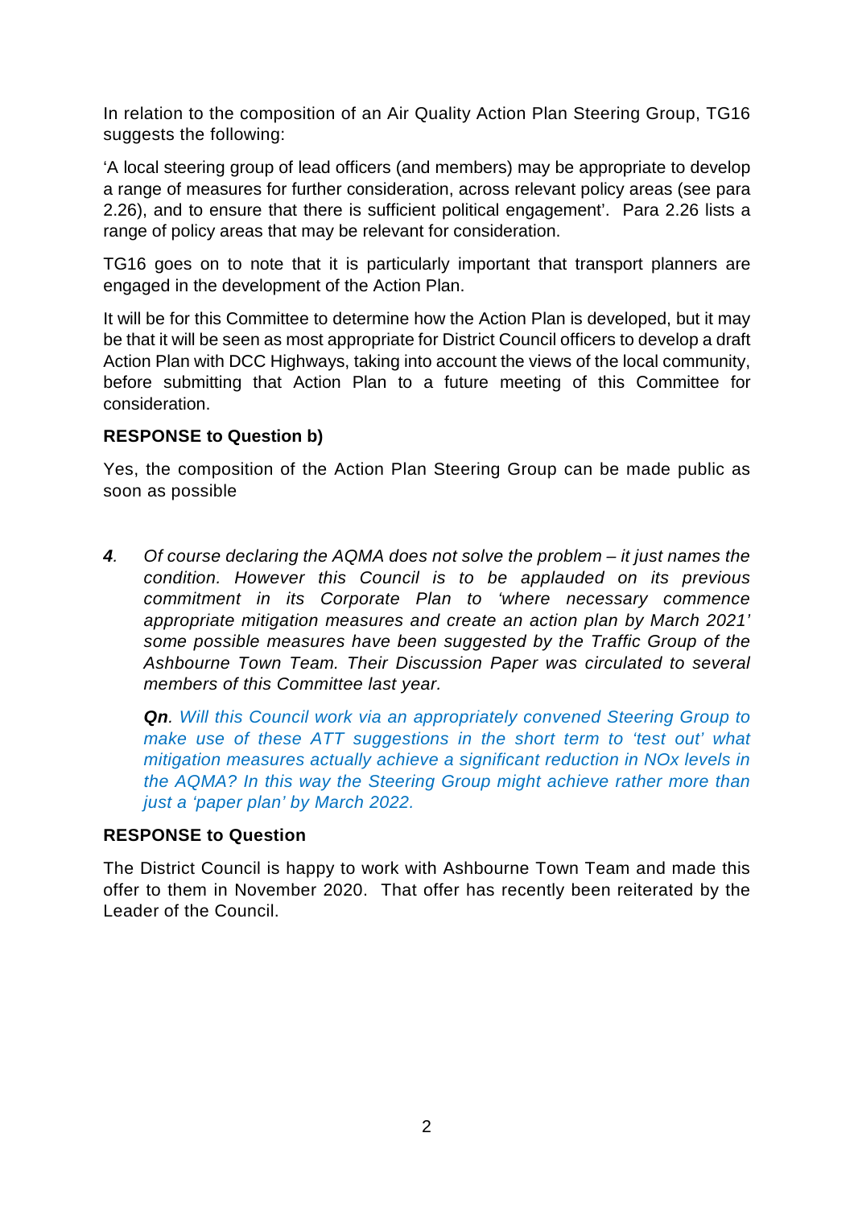In relation to the composition of an Air Quality Action Plan Steering Group, TG16 suggests the following:

'A local steering group of lead officers (and members) may be appropriate to develop a range of measures for further consideration, across relevant policy areas (see para 2.26), and to ensure that there is sufficient political engagement'. Para 2.26 lists a range of policy areas that may be relevant for consideration.

TG16 goes on to note that it is particularly important that transport planners are engaged in the development of the Action Plan.

It will be for this Committee to determine how the Action Plan is developed, but it may be that it will be seen as most appropriate for District Council officers to develop a draft Action Plan with DCC Highways, taking into account the views of the local community, before submitting that Action Plan to a future meeting of this Committee for consideration.

**RESPONSE to Question b)**

Yes, the composition of the Action Plan Steering Group can be made public as soon as possible

***4***. *Of course declaring the AQMA does not solve the problem – it just names the condition. However this Council is to be applauded on its previous commitment in its Corporate Plan to 'where necessary commence appropriate mitigation measures and create an action plan by March 2021' some possible measures have been suggested by the Traffic Group of the Ashbourne Town Team. Their Discussion Paper was circulated to several members of this Committee last year.*

> ***Qn***. *Will this Council work via an appropriately convened Steering Group to make use of these ATT suggestions in the short term to 'test out' what mitigation measures actually achieve a significant reduction in NOx levels in the AQMA? In this way the Steering Group might achieve rather more than just a 'paper plan' by March 2022.*

**RESPONSE to Question**

The District Council is happy to work with Ashbourne Town Team and made this offer to them in November 2020. That offer has recently been reiterated by the Leader of the Council.